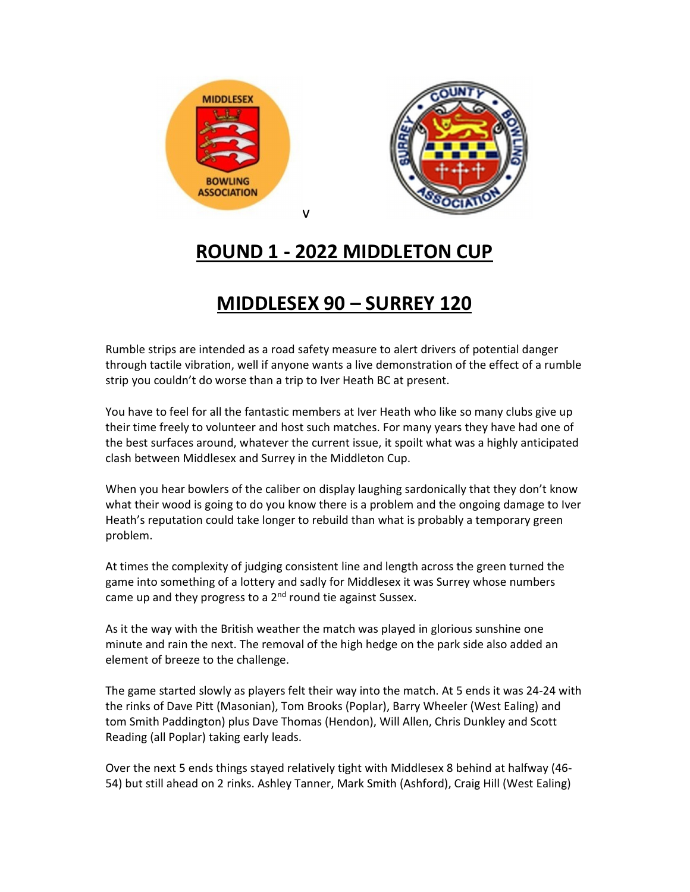v

# ROUND 1 - 2022 MIDDLETON CUP

# MIDDLESEX 90 – SURREY 120

Rumble strips are intended as a road safety measure to alert drivers of potential danger through tactile vibration, well if anyone wants a live demonstration of the effect of a rumble strip you couldn't do worse than a trip to Iver Heath BC at present.

You have to feel for all the fantastic members at Iver Heath who like so many clubs give up their time freely to volunteer and host such matches. For many years they have had one of the best surfaces around, whatever the current issue, it spoilt what was a highly anticipated clash between Middlesex and Surrey in the Middleton Cup.

When you hear bowlers of the caliber on display laughing sardonically that they don't know what their wood is going to do you know there is a problem and the ongoing damage to Iver Heath's reputation could take longer to rebuild than what is probably a temporary green problem.

At times the complexity of judging consistent line and length across the green turned the game into something of a lottery and sadly for Middlesex it was Surrey whose numbers came up and they progress to a 2nd round tie against Sussex.

As it the way with the British weather the match was played in glorious sunshine one minute and rain the next. The removal of the high hedge on the park side also added an element of breeze to the challenge.

The game started slowly as players felt their way into the match. At 5 ends it was 24-24 with the rinks of Dave Pitt (Masonian), Tom Brooks (Poplar), Barry Wheeler (West Ealing) and tom Smith Paddington) plus Dave Thomas (Hendon), Will Allen, Chris Dunkley and Scott Reading (all Poplar) taking early leads.

Over the next 5 ends things stayed relatively tight with Middlesex 8 behind at halfway (46-54) but still ahead on 2 rinks. Ashley Tanner, Mark Smith (Ashford), Craig Hill (West Ealing)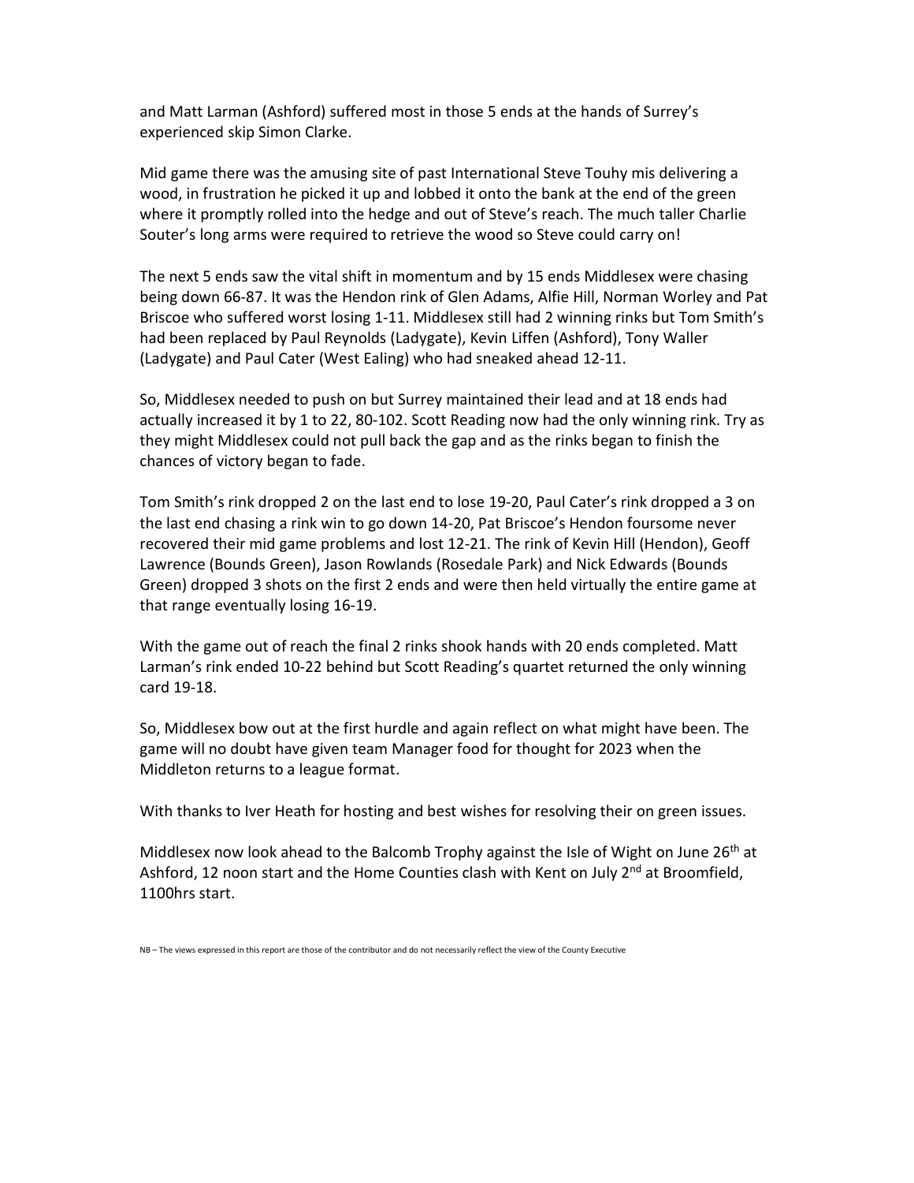and Matt Larman (Ashford) suffered most in those 5 ends at the hands of Surrey's experienced skip Simon Clarke.

Mid game there was the amusing site of past International Steve Touhy mis delivering a wood, in frustration he picked it up and lobbed it onto the bank at the end of the green where it promptly rolled into the hedge and out of Steve's reach. The much taller Charlie Souter's long arms were required to retrieve the wood so Steve could carry on!

The next 5 ends saw the vital shift in momentum and by 15 ends Middlesex were chasing being down 66-87. It was the Hendon rink of Glen Adams, Alfie Hill, Norman Worley and Pat Briscoe who suffered worst losing 1-11. Middlesex still had 2 winning rinks but Tom Smith's had been replaced by Paul Reynolds (Ladygate), Kevin Liffen (Ashford), Tony Waller (Ladygate) and Paul Cater (West Ealing) who had sneaked ahead 12-11.

So, Middlesex needed to push on but Surrey maintained their lead and at 18 ends had actually increased it by 1 to 22, 80-102. Scott Reading now had the only winning rink. Try as they might Middlesex could not pull back the gap and as the rinks began to finish the chances of victory began to fade.

Tom Smith's rink dropped 2 on the last end to lose 19-20, Paul Cater's rink dropped a 3 on the last end chasing a rink win to go down 14-20, Pat Briscoe's Hendon foursome never recovered their mid game problems and lost 12-21. The rink of Kevin Hill (Hendon), Geoff Lawrence (Bounds Green), Jason Rowlands (Rosedale Park) and Nick Edwards (Bounds Green) dropped 3 shots on the first 2 ends and were then held virtually the entire game at that range eventually losing 16-19.

With the game out of reach the final 2 rinks shook hands with 20 ends completed. Matt Larman's rink ended 10-22 behind but Scott Reading's quartet returned the only winning card 19-18.

So, Middlesex bow out at the first hurdle and again reflect on what might have been. The game will no doubt have given team Manager food for thought for 2023 when the Middleton returns to a league format.

With thanks to Iver Heath for hosting and best wishes for resolving their on green issues.

Middlesex now look ahead to the Balcomb Trophy against the Isle of Wight on June 26th at Ashford, 12 noon start and the Home Counties clash with Kent on July 2nd at Broomfield, 1100hrs start.

NB – The views expressed in this report are those of the contributor and do not necessarily reflect the view of the County Executive